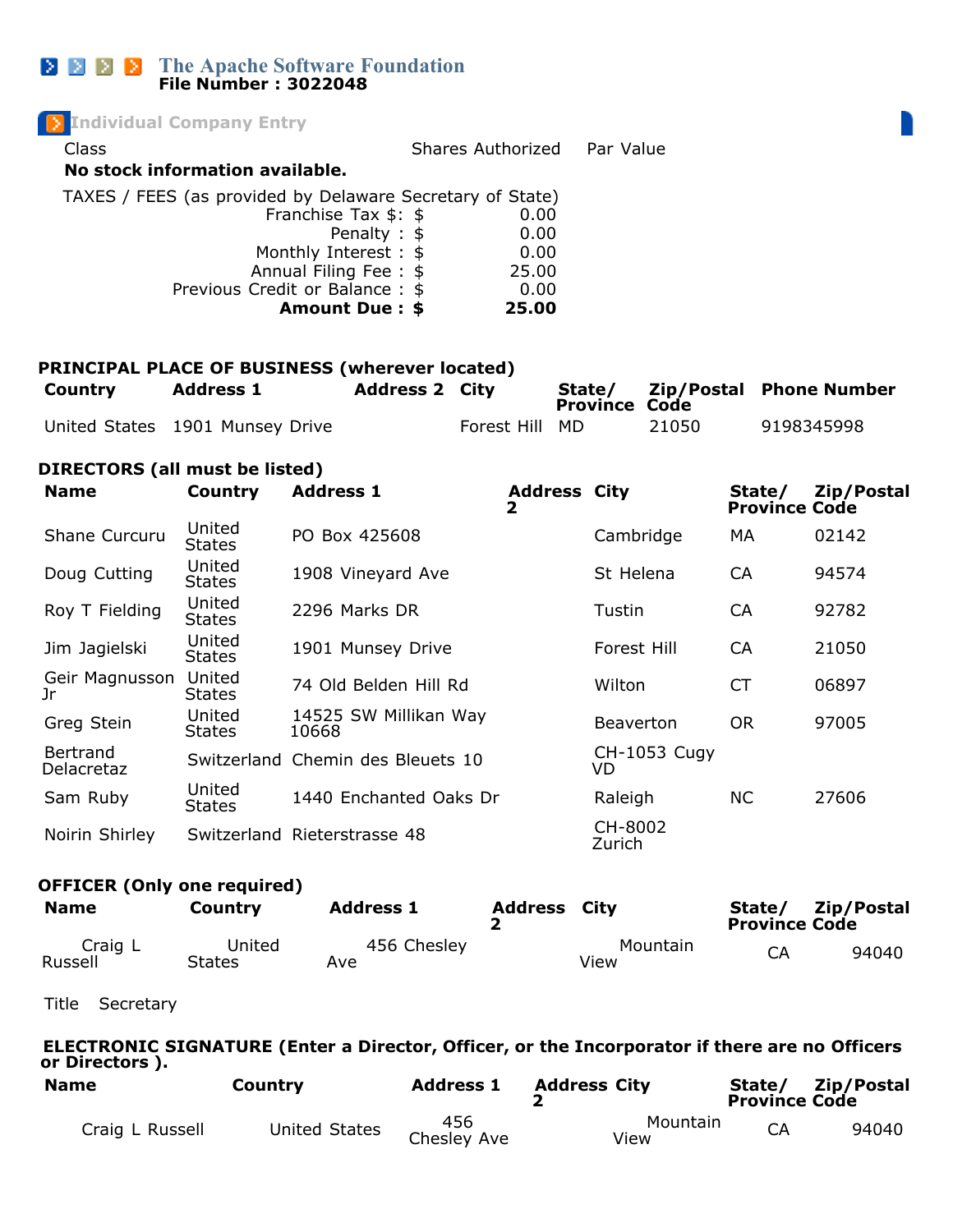# The Apache Software Foundation

**File Number : 3022048**

## Individual Company Entry

| Class | Shares Authorized | Par Value |
|---|---|---|

**No stock information available.**

TAXES / FEES (as provided by Delaware Secretary of State)

| | |
|---|---|
| Franchise Tax $: $ | 0.00 |
| Penalty : $ | 0.00 |
| Monthly Interest : $ | 0.00 |
| Annual Filing Fee : $ | 25.00 |
| Previous Credit or Balance : $ | 0.00 |
| **Amount Due : $** | **25.00** |

### PRINCIPAL PLACE OF BUSINESS (wherever located)

| Country | Address 1 | Address 2 | City | State/ Province | Zip/Postal Code | Phone Number |
|---|---|---|---|---|---|---|
| United States | 1901 Munsey Drive | | Forest Hill | MD | 21050 | 9198345998 |

### DIRECTORS (all must be listed)

| Name | Country | Address 1 | Address 2 | City | State/ Province | Zip/Postal Code |
|---|---|---|---|---|---|---|
| Shane Curcuru | United States | PO Box 425608 | | Cambridge | MA | 02142 |
| Doug Cutting | United States | 1908 Vineyard Ave | | St Helena | CA | 94574 |
| Roy T Fielding | United States | 2296 Marks DR | | Tustin | CA | 92782 |
| Jim Jagielski | United States | 1901 Munsey Drive | | Forest Hill | CA | 21050 |
| Geir Magnusson Jr | United States | 74 Old Belden Hill Rd | | Wilton | CT | 06897 |
| Greg Stein | United States | 14525 SW Millikan Way 10668 | | Beaverton | OR | 97005 |
| Bertrand Delacretaz | Switzerland | Chemin des Bleuets 10 | | CH-1053 Cugy VD | | |
| Sam Ruby | United States | 1440 Enchanted Oaks Dr | | Raleigh | NC | 27606 |
| Noirin Shirley | Switzerland | Rieterstrasse 48 | | CH-8002 Zurich | | |

### OFFICER (Only one required)

| Name | Country | Address 1 | Address 2 | City | State/ Province | Zip/Postal Code |
|---|---|---|---|---|---|---|
| Craig L Russell | United States | 456 Chesley Ave | | Mountain View | CA | 94040 |

Title Secretary

### ELECTRONIC SIGNATURE (Enter a Director, Officer, or the Incorporator if there are no Officers or Directors ).

| Name | Country | Address 1 | Address 2 | City | State/ Province | Zip/Postal Code |
|---|---|---|---|---|---|---|
| Craig L Russell | United States | 456 Chesley Ave | | Mountain View | CA | 94040 |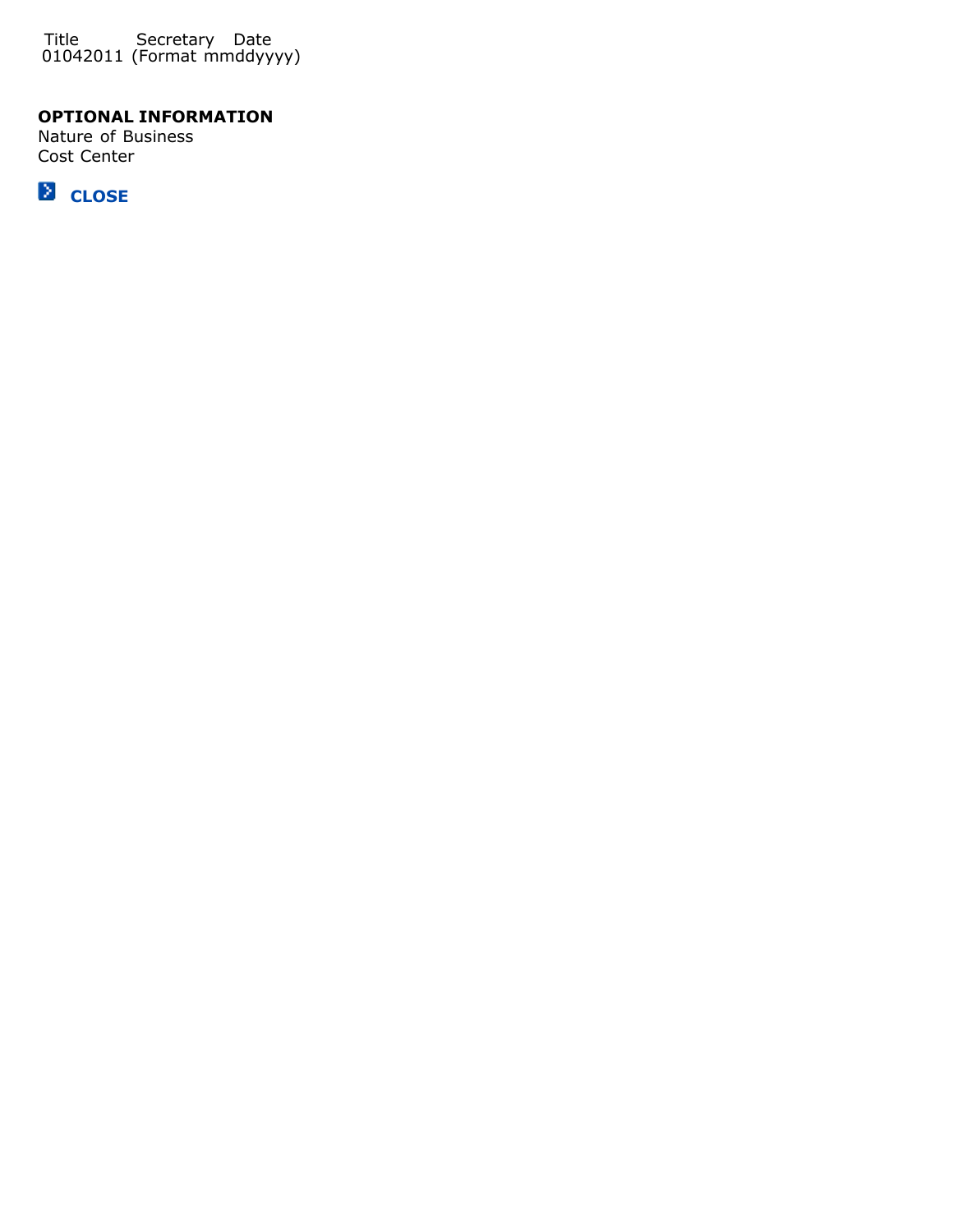Title Secretary Date
01042011 (Format mmddyyyy)

**OPTIONAL INFORMATION**
Nature of Business
Cost Center

**CLOSE**